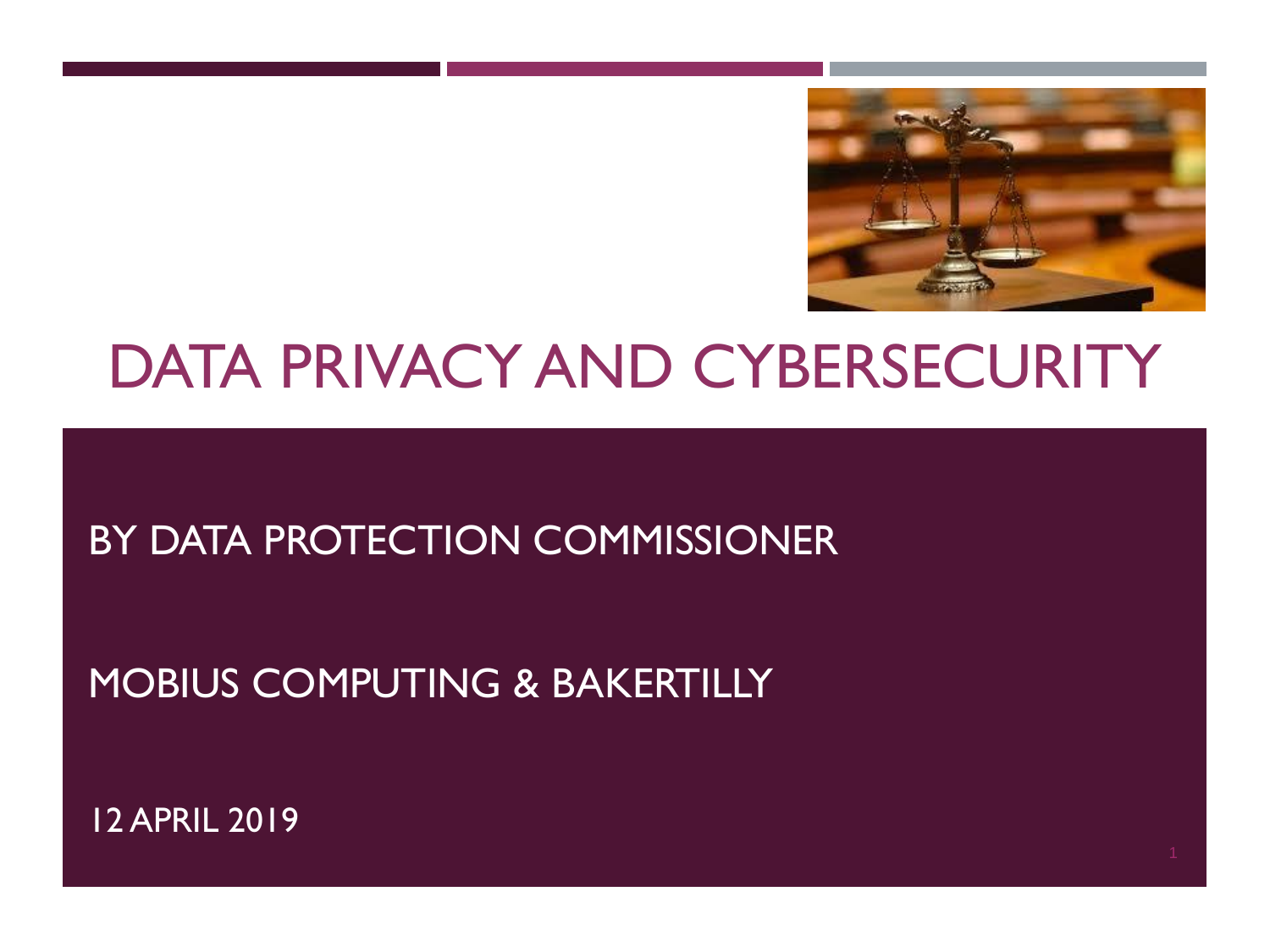# DATA PRIVACY AND CYBERSECURITY

BY DATA PROTECTION COMMISSIONER

MOBIUS COMPUTING & BAKERTILLY

12 APRIL 2019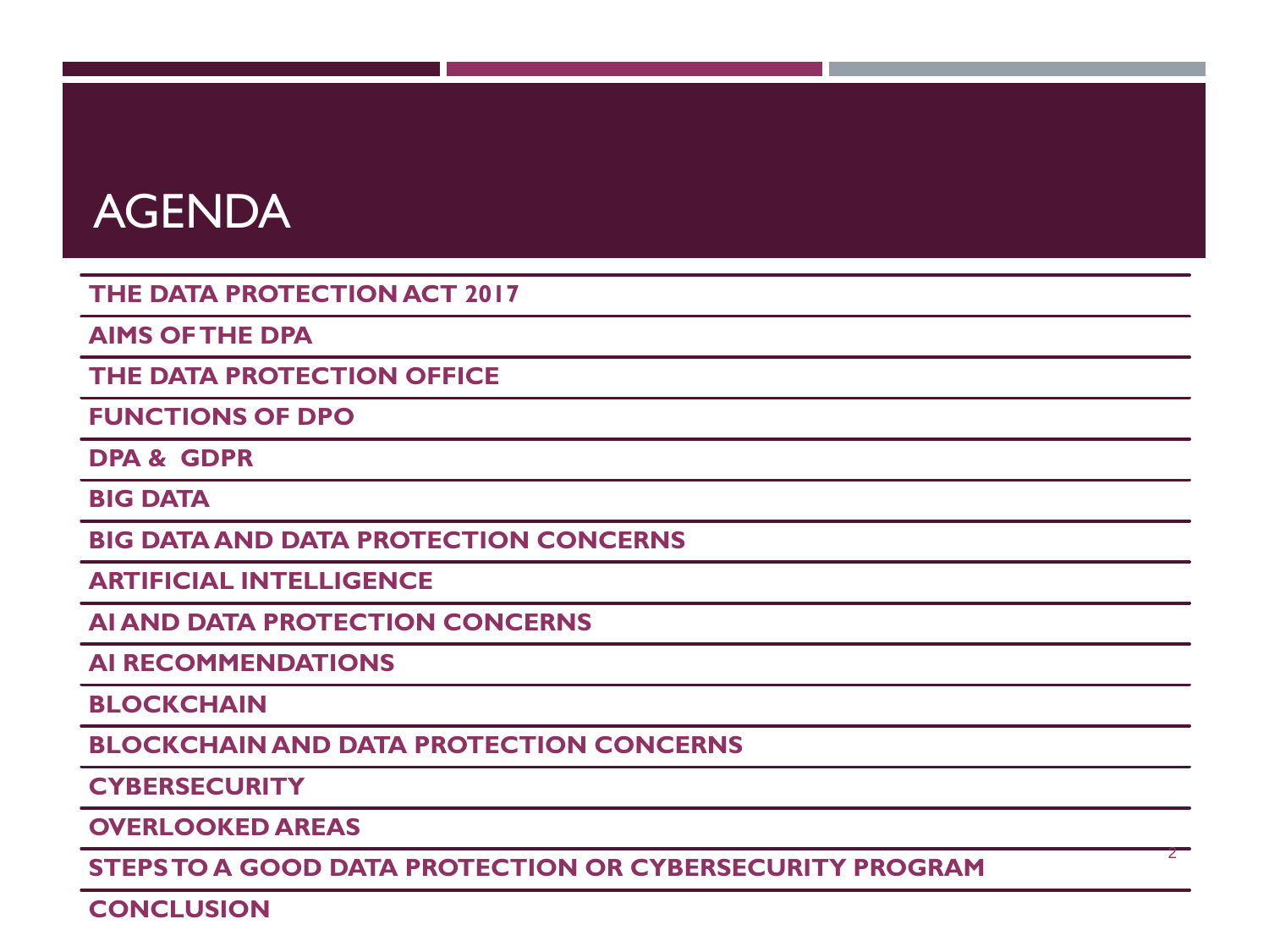# AGENDA

- THE DATA PROTECTION ACT 2017
- AIMS OF THE DPA
- THE DATA PROTECTION OFFICE
- FUNCTIONS OF DPO
- DPA & GDPR
- BIG DATA
- BIG DATA AND DATA PROTECTION CONCERNS
- ARTIFICIAL INTELLIGENCE
- AI AND DATA PROTECTION CONCERNS
- AI RECOMMENDATIONS
- BLOCKCHAIN
- BLOCKCHAIN AND DATA PROTECTION CONCERNS
- CYBERSECURITY
- OVERLOOKED AREAS
- STEPS TO A GOOD DATA PROTECTION OR CYBERSECURITY PROGRAM
- CONCLUSION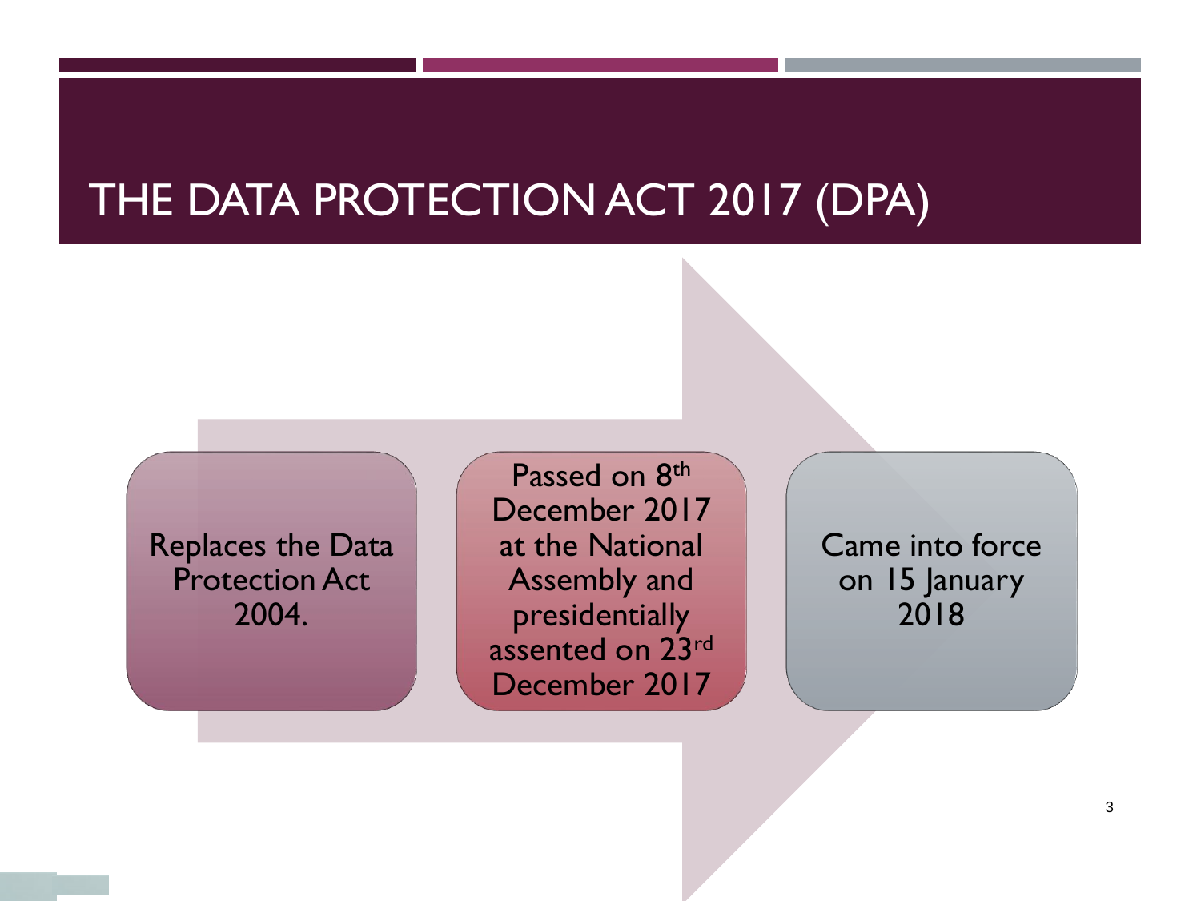# THE DATA PROTECTION ACT 2017 (DPA)

- Replaces the Data Protection Act 2004.
- Passed on 8th December 2017 at the National Assembly and presidentially assented on 23rd December 2017
- Came into force on 15 January 2018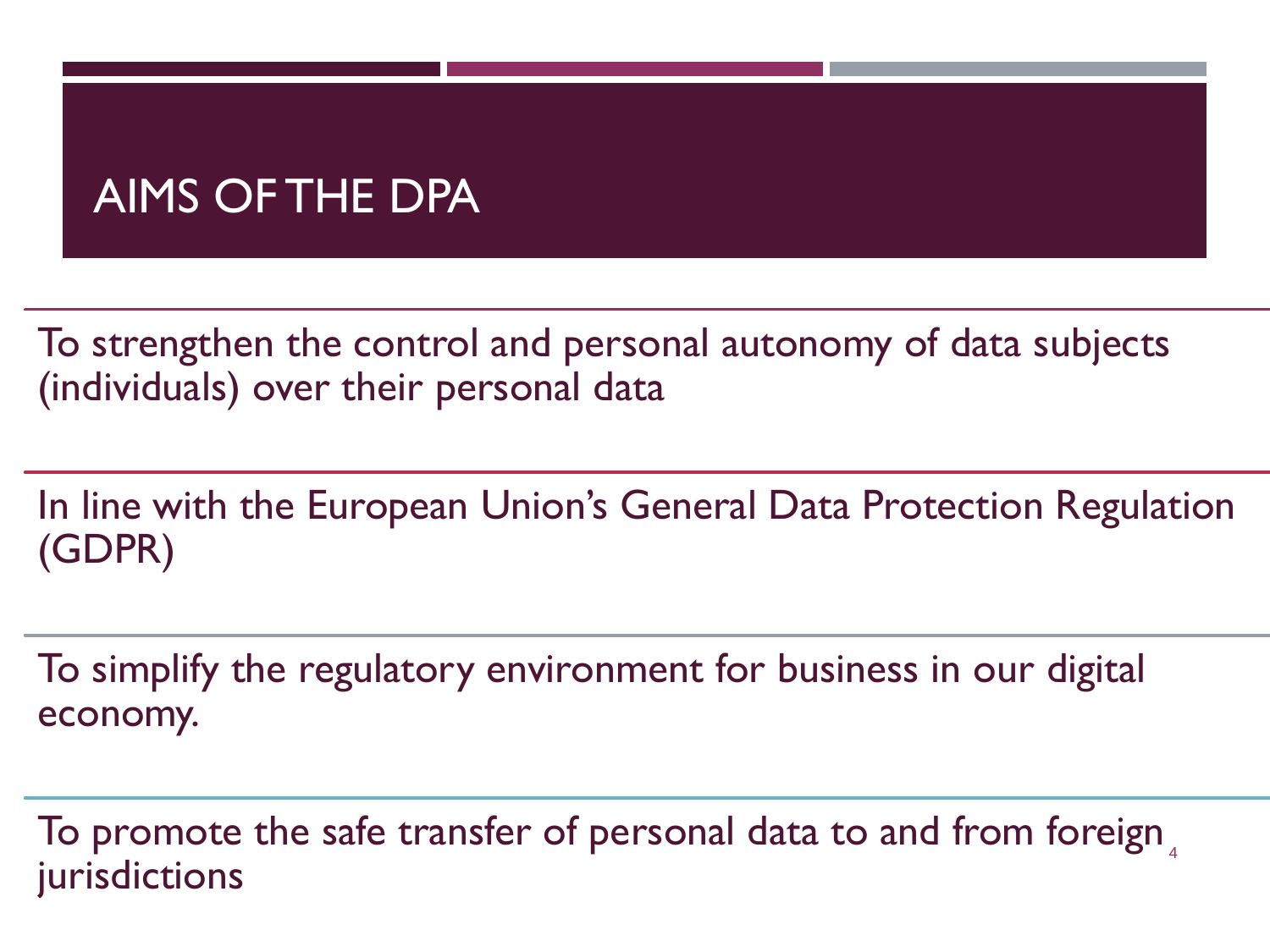# AIMS OF THE DPA

To strengthen the control and personal autonomy of data subjects (individuals) over their personal data

In line with the European Union's General Data Protection Regulation (GDPR)

To simplify the regulatory environment for business in our digital economy.

To promote the safe transfer of personal data to and from foreign jurisdictions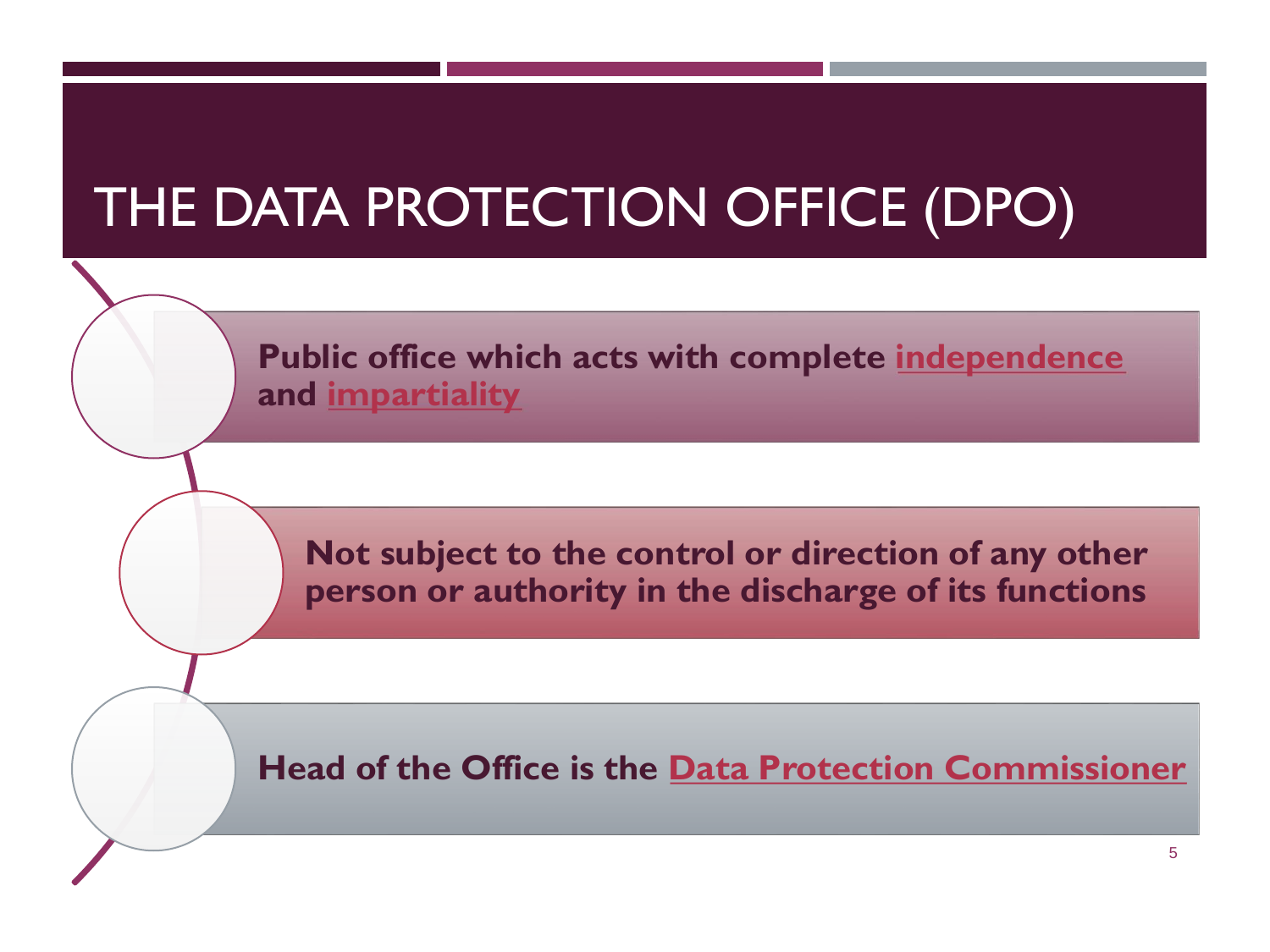# THE DATA PROTECTION OFFICE (DPO)

- **Public office which acts with complete independence and impartiality**
- **Not subject to the control or direction of any other person or authority in the discharge of its functions**
- **Head of the Office is the Data Protection Commissioner**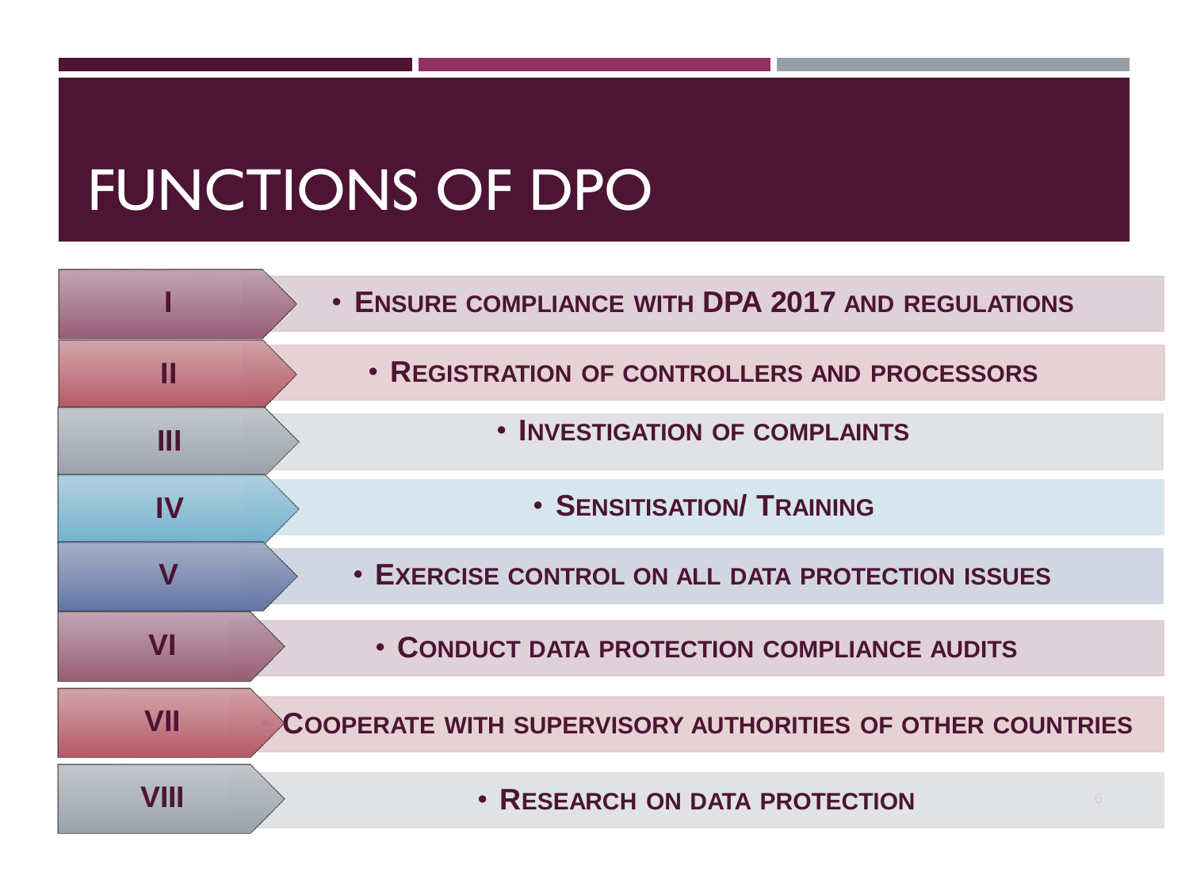# FUNCTIONS OF DPO

| | |
|---|---|
| I | Ensure compliance with DPA 2017 and regulations |
| II | Registration of controllers and processors |
| III | Investigation of complaints |
| IV | Sensitisation/ Training |
| V | Exercise control on all data protection issues |
| VI | Conduct data protection compliance audits |
| VII | Cooperate with supervisory authorities of other countries |
| VIII | Research on data protection |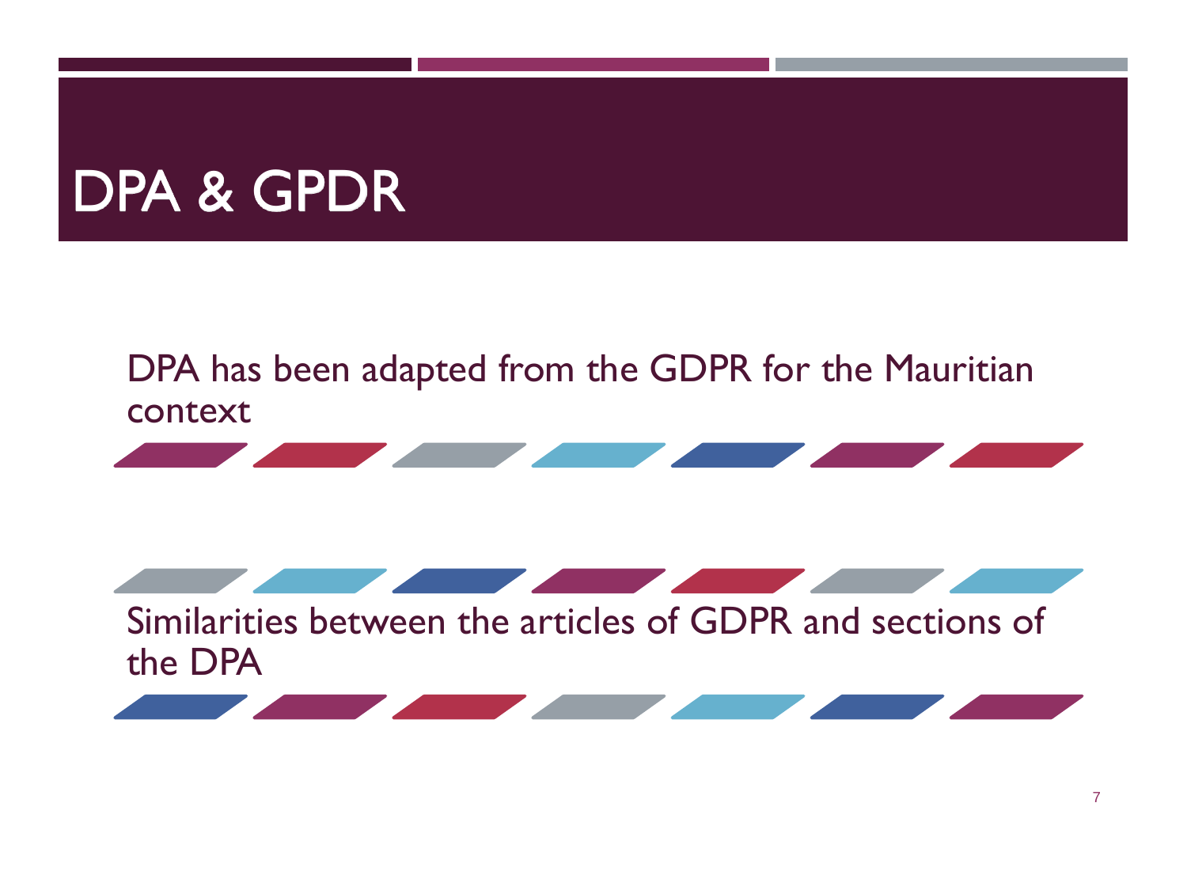# DPA & GPDR

DPA has been adapted from the GDPR for the Mauritian context

Similarities between the articles of GDPR and sections of the DPA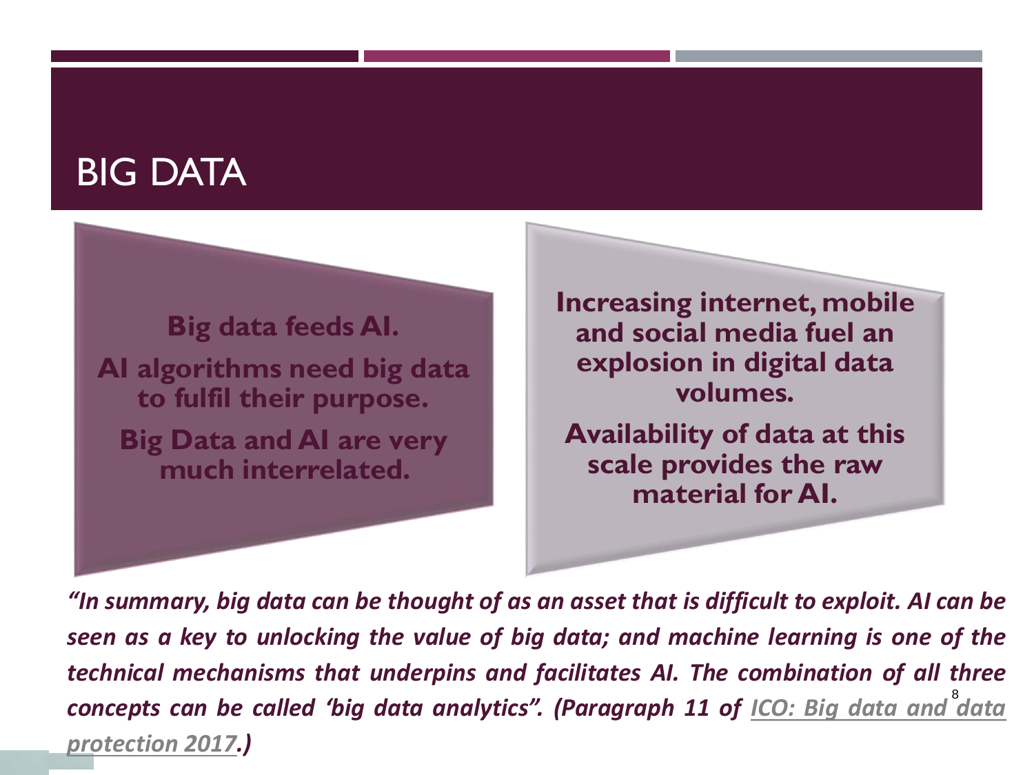# BIG DATA

**Big data feeds AI.**

**AI algorithms need big data to fulfil their purpose.**

**Big Data and AI are very much interrelated.**

**Increasing internet, mobile and social media fuel an explosion in digital data volumes.**

**Availability of data at this scale provides the raw material for AI.**

***"In summary, big data can be thought of as an asset that is difficult to exploit. AI can be seen as a key to unlocking the value of big data; and machine learning is one of the technical mechanisms that underpins and facilitates AI. The combination of all three concepts can be called 'big data analytics". (Paragraph 11 of ICO: Big data and data protection 2017.)***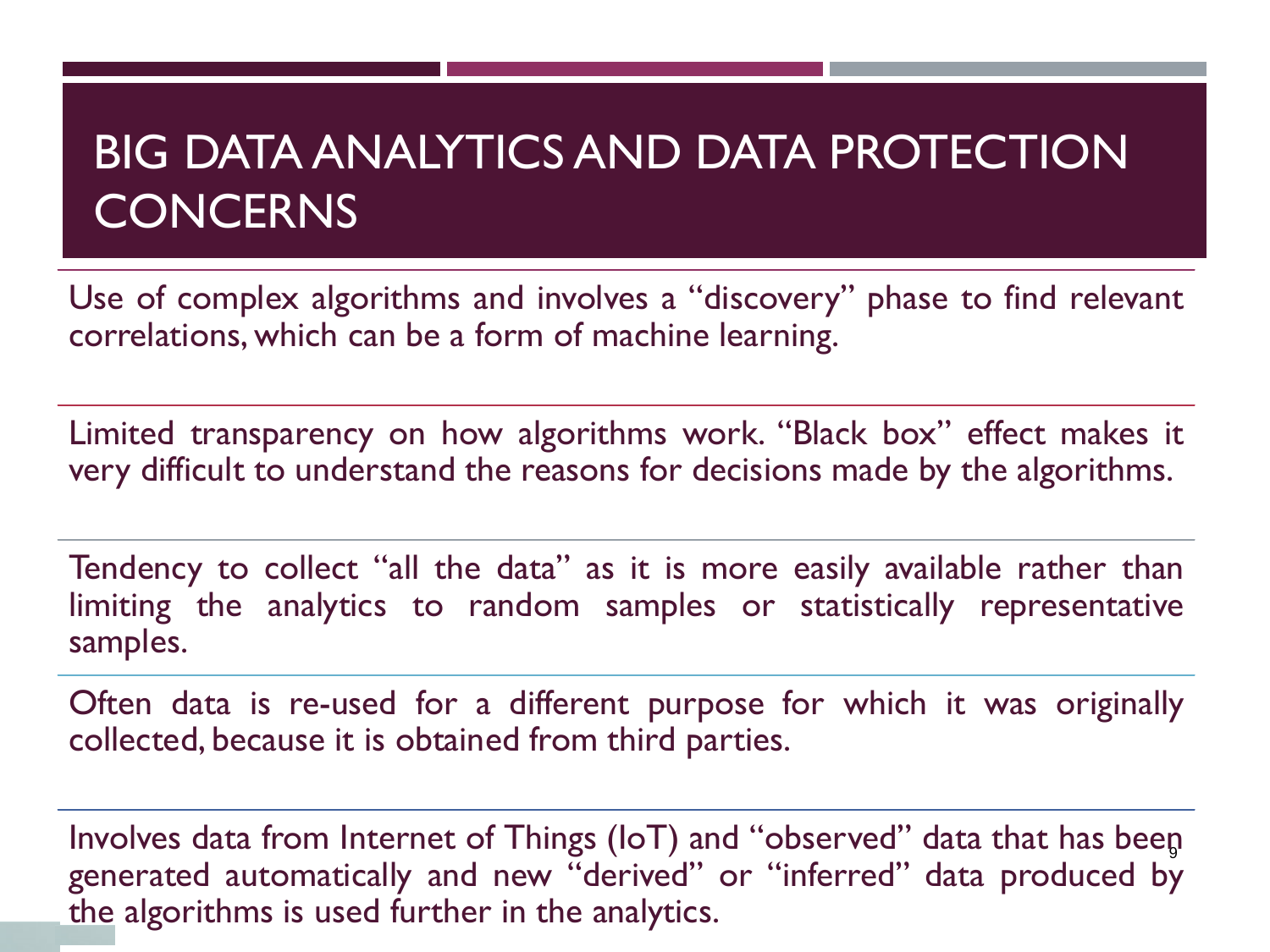# BIG DATA ANALYTICS AND DATA PROTECTION CONCERNS

Use of complex algorithms and involves a "discovery" phase to find relevant correlations, which can be a form of machine learning.

Limited transparency on how algorithms work. "Black box" effect makes it very difficult to understand the reasons for decisions made by the algorithms.

Tendency to collect "all the data" as it is more easily available rather than limiting the analytics to random samples or statistically representative samples.

Often data is re-used for a different purpose for which it was originally collected, because it is obtained from third parties.

Involves data from Internet of Things (IoT) and "observed" data that has been generated automatically and new "derived" or "inferred" data produced by the algorithms is used further in the analytics.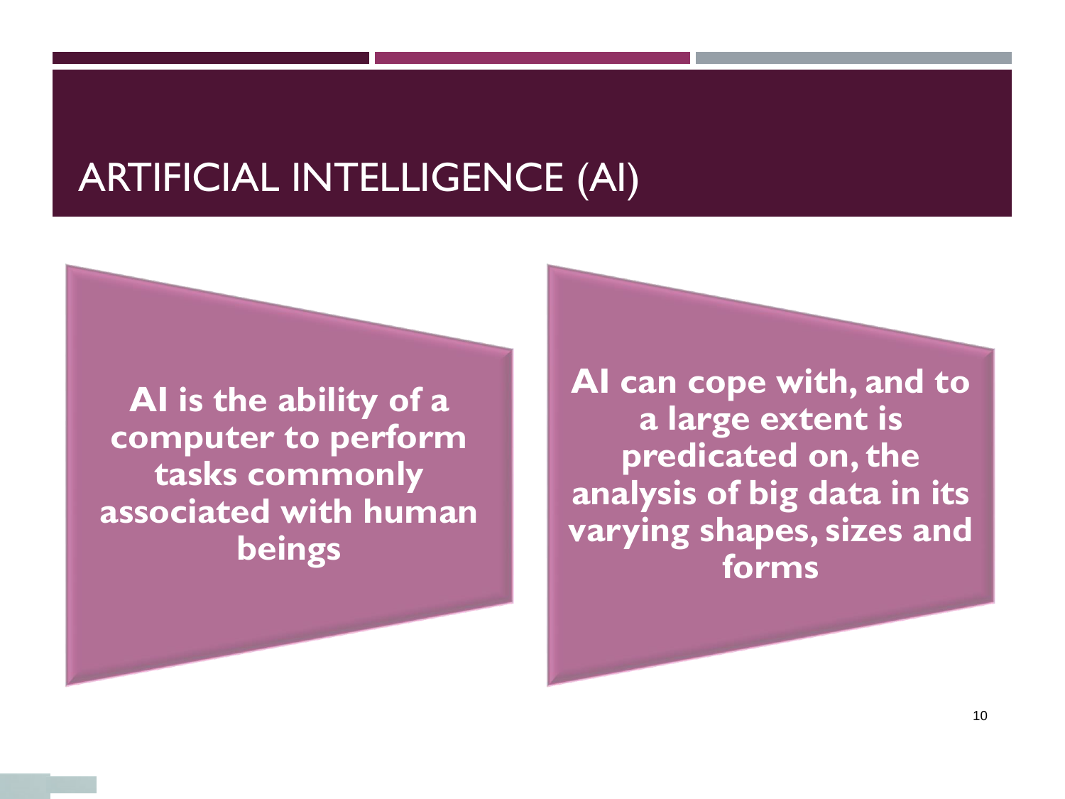# ARTIFICIAL INTELLIGENCE (AI)

**AI is the ability of a computer to perform tasks commonly associated with human beings**

**AI can cope with, and to a large extent is predicated on, the analysis of big data in its varying shapes, sizes and forms**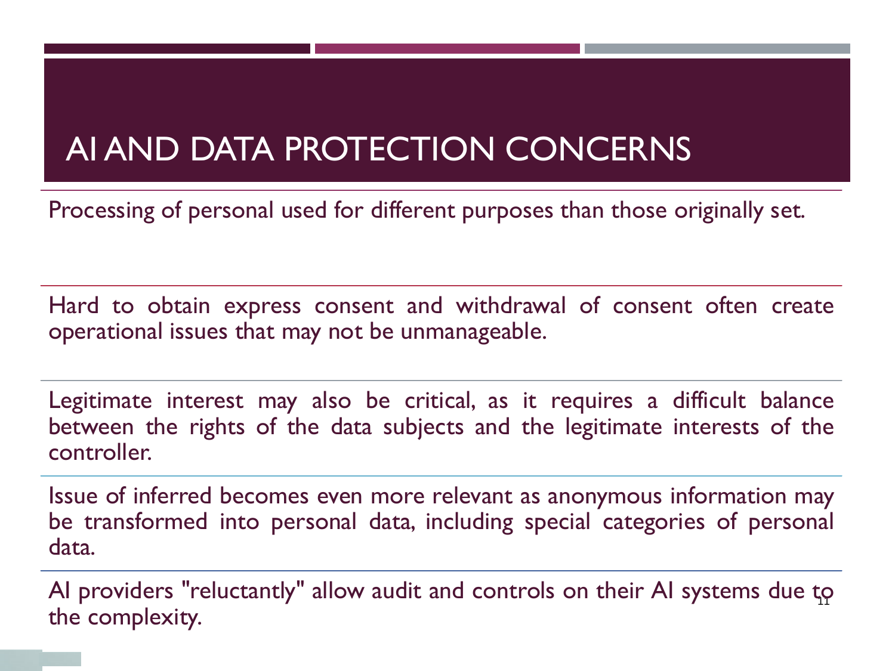# AI AND DATA PROTECTION CONCERNS

Processing of personal used for different purposes than those originally set.

Hard to obtain express consent and withdrawal of consent often create operational issues that may not be unmanageable.

Legitimate interest may also be critical, as it requires a difficult balance between the rights of the data subjects and the legitimate interests of the controller.

Issue of inferred becomes even more relevant as anonymous information may be transformed into personal data, including special categories of personal data.

AI providers "reluctantly" allow audit and controls on their AI systems due to the complexity.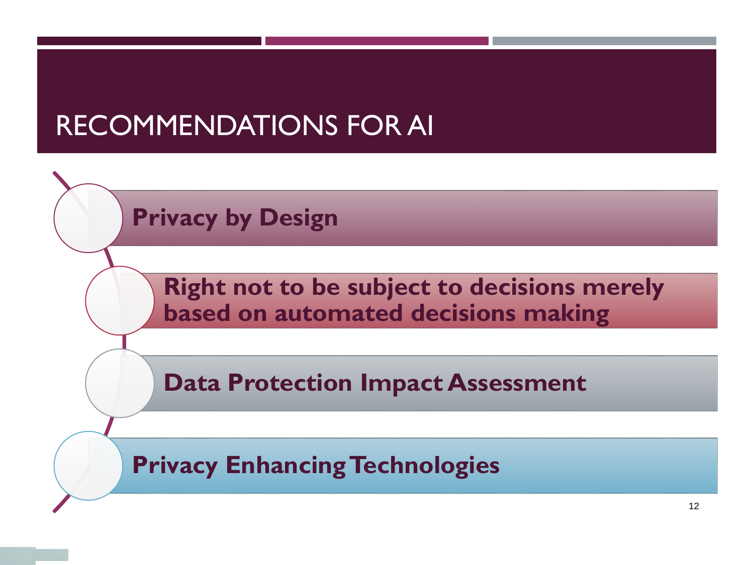# RECOMMENDATIONS FOR AI

- **Privacy by Design**
- **Right not to be subject to decisions merely based on automated decisions making**
- **Data Protection Impact Assessment**
- **Privacy Enhancing Technologies**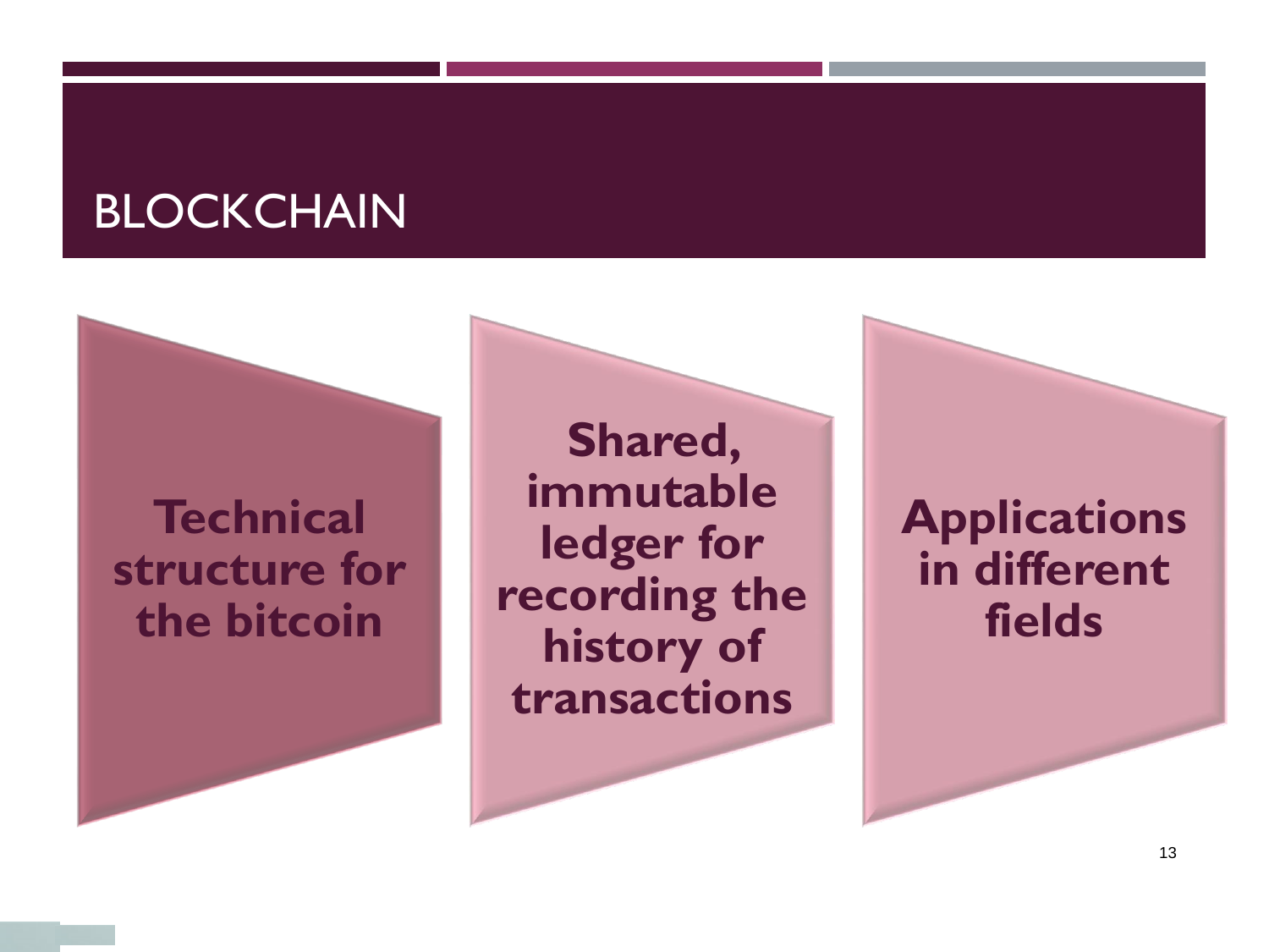# BLOCKCHAIN

- **Technical structure for the bitcoin**
- **Shared, immutable ledger for recording the history of transactions**
- **Applications in different fields**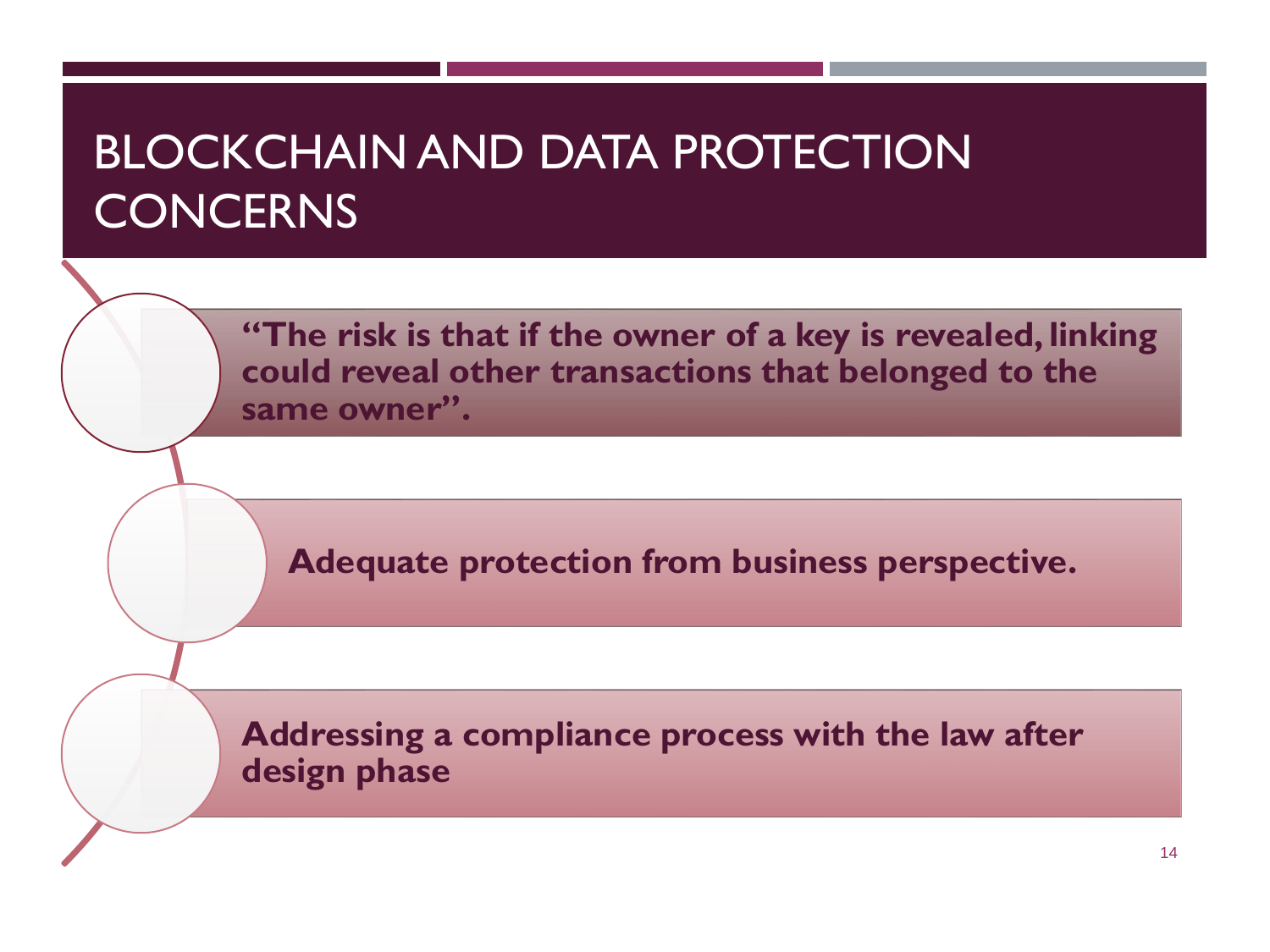# BLOCKCHAIN AND DATA PROTECTION CONCERNS

- **"The risk is that if the owner of a key is revealed, linking could reveal other transactions that belonged to the same owner".**
- **Adequate protection from business perspective.**
- **Addressing a compliance process with the law after design phase**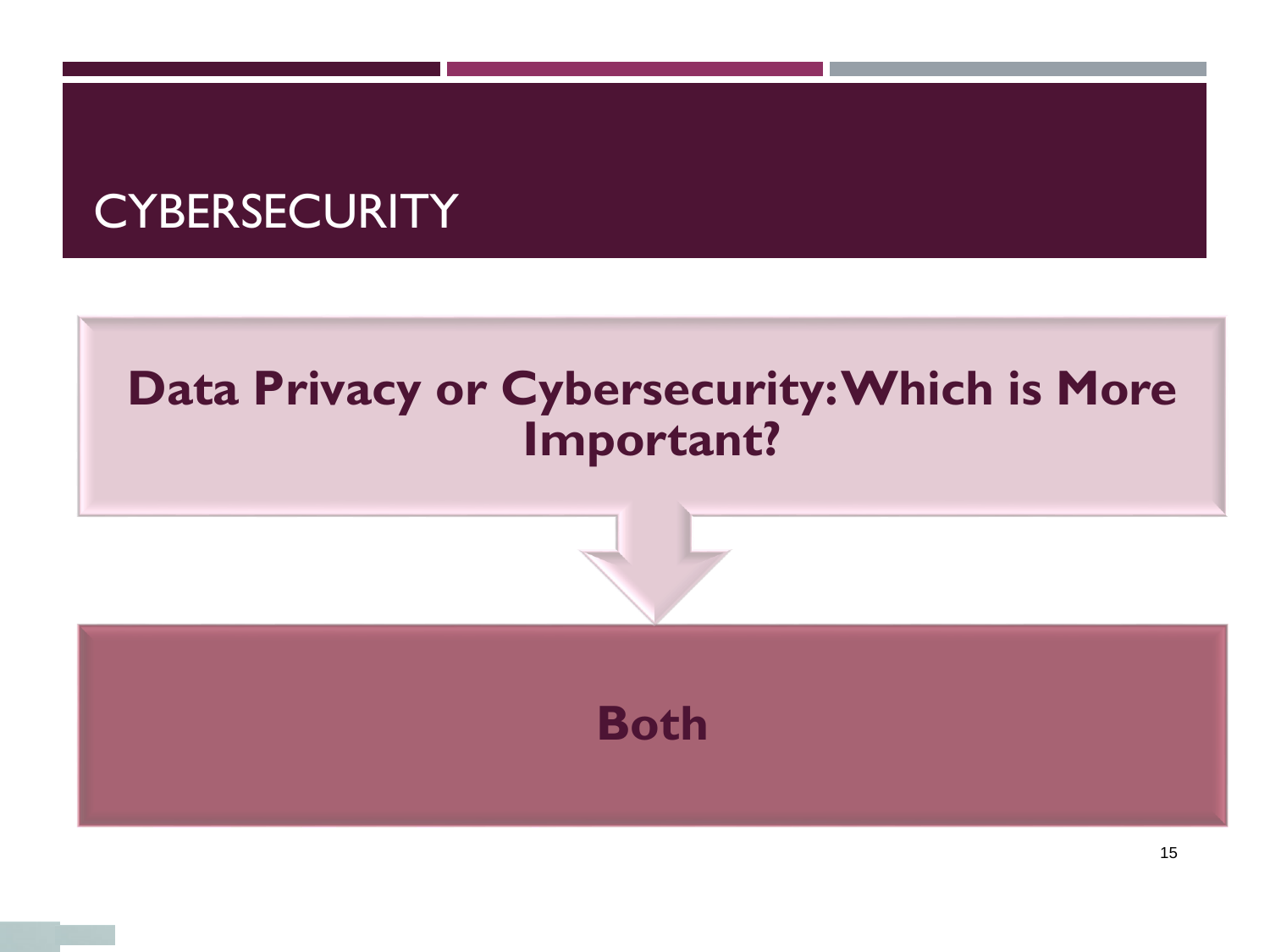# CYBERSECURITY

**Data Privacy or Cybersecurity: Which is More Important?**

**Both**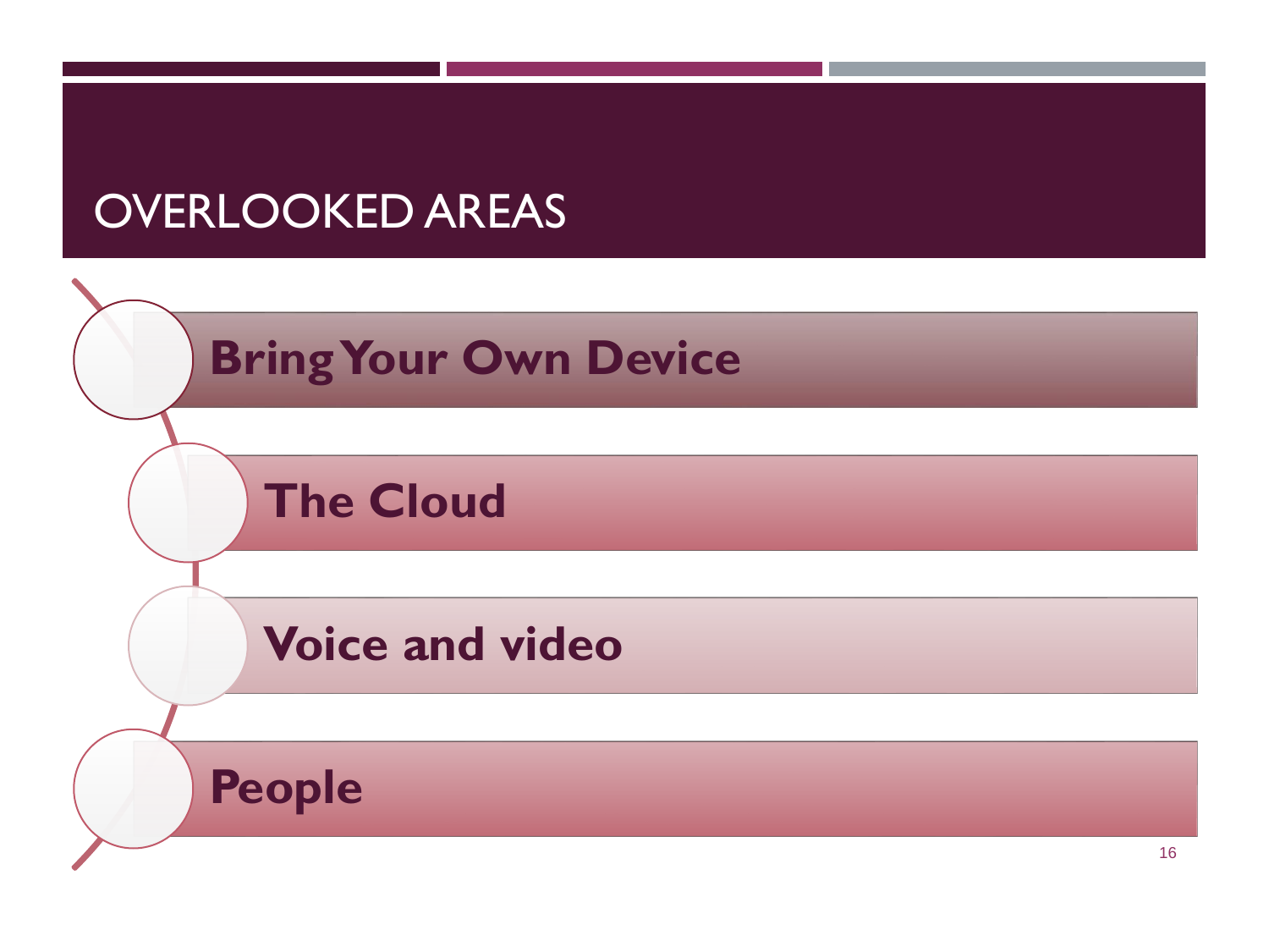# OVERLOOKED AREAS

- **Bring Your Own Device**
- **The Cloud**
- **Voice and video**
- **People**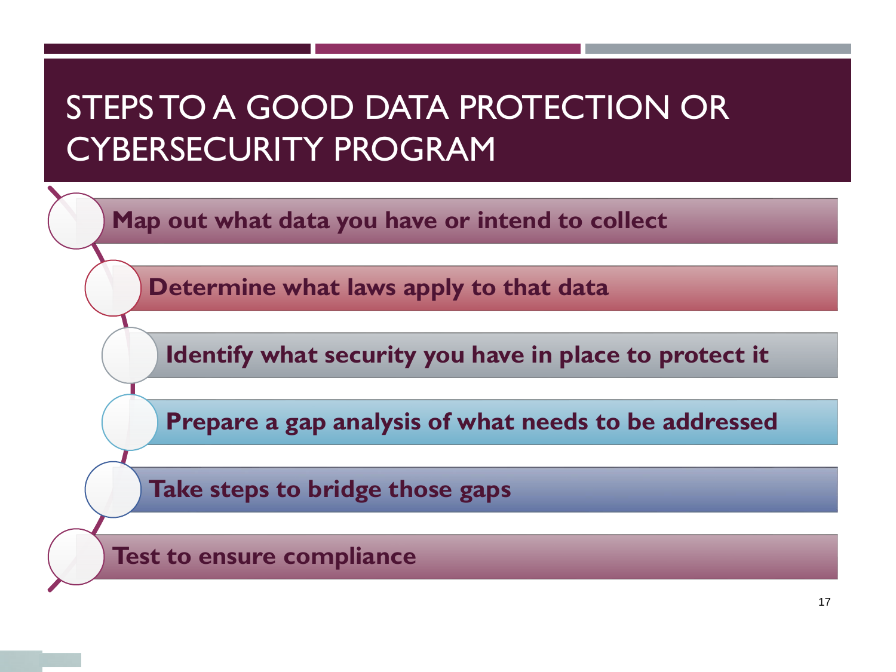# STEPS TO A GOOD DATA PROTECTION OR CYBERSECURITY PROGRAM

- **Map out what data you have or intend to collect**
- **Determine what laws apply to that data**
- **Identify what security you have in place to protect it**
- **Prepare a gap analysis of what needs to be addressed**
- **Take steps to bridge those gaps**
- **Test to ensure compliance**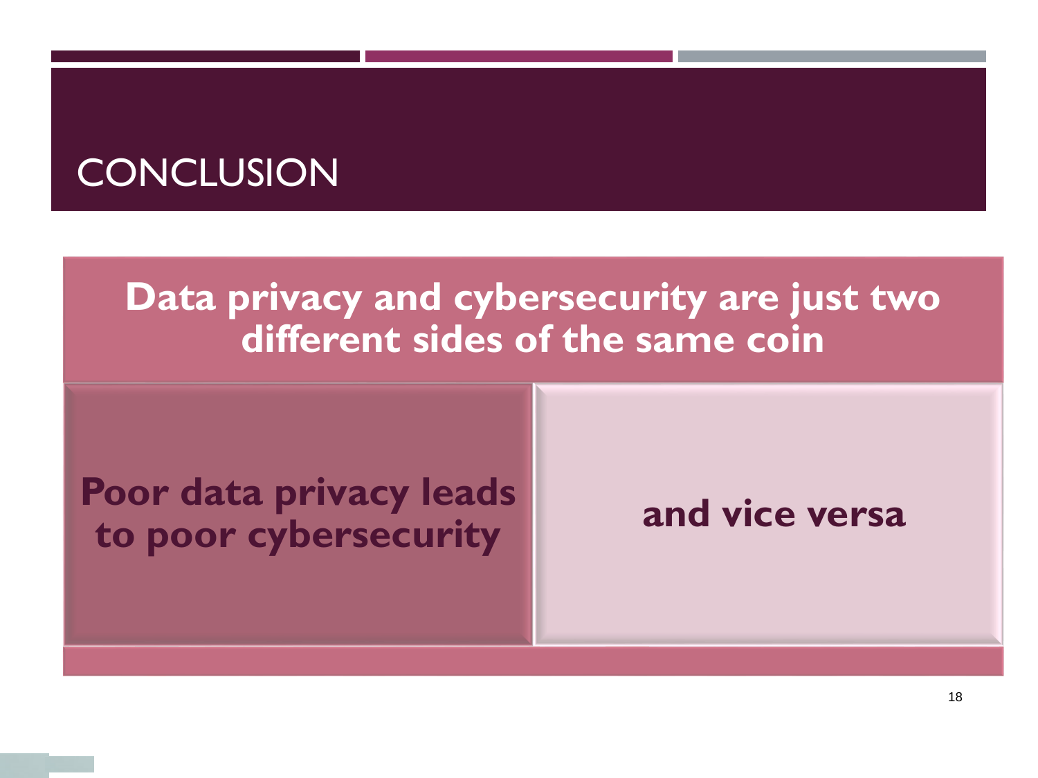# CONCLUSION

**Data privacy and cybersecurity are just two different sides of the same coin**

**Poor data privacy leads to poor cybersecurity**

**and vice versa**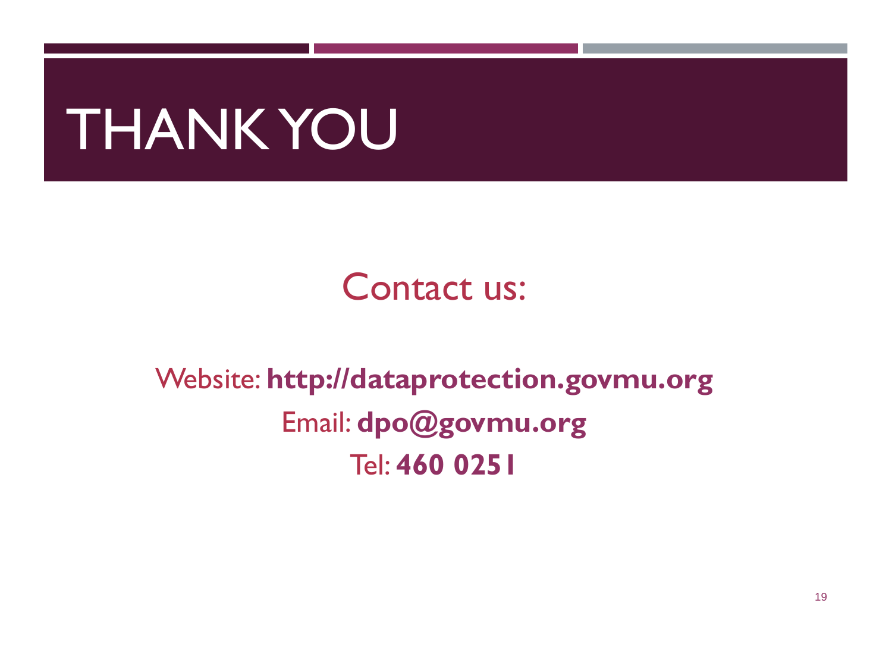# THANK YOU

## Contact us:

Website: **http://dataprotection.govmu.org**

Email: **dpo@govmu.org**

Tel: **460 0251**